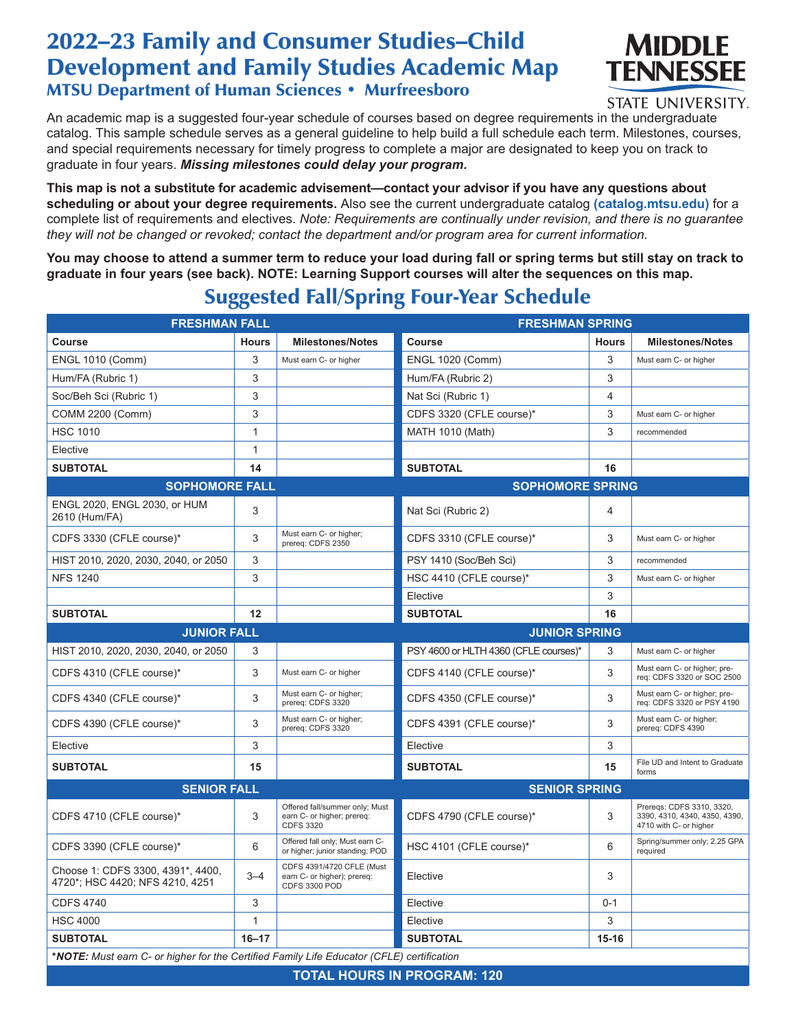# 2022–23 Family and Consumer Studies–Child Development and Family Studies Academic Map

## MTSU Department of Human Sciences • Murfreesboro

MIDDLE TENNESSEE STATE UNIVERSITY.

An academic map is a suggested four-year schedule of courses based on degree requirements in the undergraduate catalog. This sample schedule serves as a general guideline to help build a full schedule each term. Milestones, courses, and special requirements necessary for timely progress to complete a major are designated to keep you on track to graduate in four years. ***Missing milestones could delay your program.***

**This map is not a substitute for academic advisement—contact your advisor if you have any questions about scheduling or about your degree requirements.** Also see the current undergraduate catalog **(catalog.mtsu.edu)** for a complete list of requirements and electives. *Note: Requirements are continually under revision, and there is no guarantee they will not be changed or revoked; contact the department and/or program area for current information.*

**You may choose to attend a summer term to reduce your load during fall or spring terms but still stay on track to graduate in four years (see back). NOTE: Learning Support courses will alter the sequences on this map.**

## Suggested Fall/Spring Four-Year Schedule

| **FRESHMAN FALL** | | | **FRESHMAN SPRING** | | |
|---|---|---|---|---|---|
| **Course** | **Hours** | **Milestones/Notes** | **Course** | **Hours** | **Milestones/Notes** |
| ENGL 1010 (Comm) | 3 | Must earn C- or higher | ENGL 1020 (Comm) | 3 | Must earn C- or higher |
| Hum/FA (Rubric 1) | 3 | | Hum/FA (Rubric 2) | 3 | |
| Soc/Beh Sci (Rubric 1) | 3 | | Nat Sci (Rubric 1) | 4 | |
| COMM 2200 (Comm) | 3 | | CDFS 3320 (CFLE course)* | 3 | Must earn C- or higher |
| HSC 1010 | 1 | | MATH 1010 (Math) | 3 | recommended |
| Elective | 1 | | | | |
| **SUBTOTAL** | **14** | | **SUBTOTAL** | **16** | |
| **SOPHOMORE FALL** | | | **SOPHOMORE SPRING** | | |
| ENGL 2020, ENGL 2030, or HUM 2610 (Hum/FA) | 3 | | Nat Sci (Rubric 2) | 4 | |
| CDFS 3330 (CFLE course)* | 3 | Must earn C- or higher; prereq: CDFS 2350 | CDFS 3310 (CFLE course)* | 3 | Must earn C- or higher |
| HIST 2010, 2020, 2030, 2040, or 2050 | 3 | | PSY 1410 (Soc/Beh Sci) | 3 | recommended |
| NFS 1240 | 3 | | HSC 4410 (CFLE course)* | 3 | Must earn C- or higher |
| | | | Elective | 3 | |
| **SUBTOTAL** | **12** | | **SUBTOTAL** | **16** | |
| **JUNIOR FALL** | | | **JUNIOR SPRING** | | |
| HIST 2010, 2020, 2030, 2040, or 2050 | 3 | | PSY 4600 or HLTH 4360 (CFLE courses)* | 3 | Must earn C- or higher |
| CDFS 4310 (CFLE course)* | 3 | Must earn C- or higher | CDFS 4140 (CFLE course)* | 3 | Must earn C- or higher; prereq: CDFS 3320 or SOC 2500 |
| CDFS 4340 (CFLE course)* | 3 | Must earn C- or higher; prereq: CDFS 3320 | CDFS 4350 (CFLE course)* | 3 | Must earn C- or higher; prereq: CDFS 3320 or PSY 4190 |
| CDFS 4390 (CFLE course)* | 3 | Must earn C- or higher; prereq: CDFS 3320 | CDFS 4391 (CFLE course)* | 3 | Must earn C- or higher; prereq: CDFS 4390 |
| Elective | 3 | | Elective | 3 | |
| **SUBTOTAL** | **15** | | **SUBTOTAL** | **15** | File UD and Intent to Graduate forms |
| **SENIOR FALL** | | | **SENIOR SPRING** | | |
| CDFS 4710 (CFLE course)* | 3 | Offered fall/summer only; Must earn C- or higher; prereq: CDFS 3320 | CDFS 4790 (CFLE course)* | 3 | Prereqs: CDFS 3310, 3320, 3390, 4310, 4340, 4350, 4390, 4710 with C- or higher |
| CDFS 3390 (CFLE course)* | 6 | Offered fall only; Must earn C- or higher; junior standing; POD | HSC 4101 (CFLE course)* | 6 | Spring/summer only; 2.25 GPA required |
| Choose 1: CDFS 3300, 4391*, 4400, 4720*; HSC 4420; NFS 4210, 4251 | 3–4 | CDFS 4391/4720 CFLE (Must earn C- or higher); prereq: CDFS 3300 POD | Elective | 3 | |
| CDFS 4740 | 3 | | Elective | 0-1 | |
| HSC 4000 | 1 | | Elective | 3 | |
| **SUBTOTAL** | **16–17** | | **SUBTOTAL** | **15-16** | |

***NOTE:** *Must earn C- or higher for the Certified Family Life Educator (CFLE) certification*

**TOTAL HOURS IN PROGRAM: 120**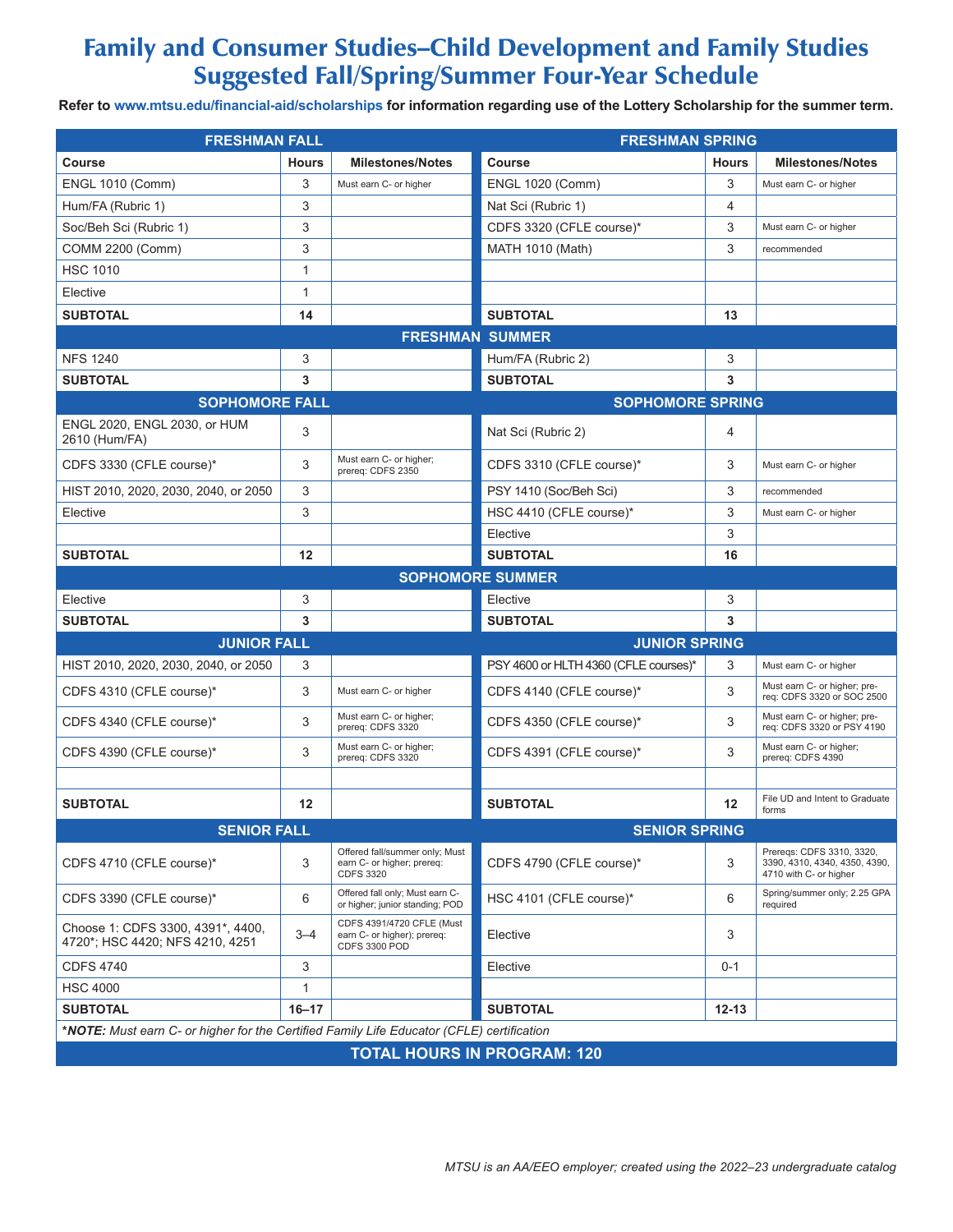# Family and Consumer Studies–Child Development and Family Studies Suggested Fall/Spring/Summer Four-Year Schedule

**Refer to www.mtsu.edu/financial-aid/scholarships for information regarding use of the Lottery Scholarship for the summer term.**

| FRESHMAN FALL | | | FRESHMAN SPRING | | |
|---|---|---|---|---|---|
| **Course** | **Hours** | **Milestones/Notes** | **Course** | **Hours** | **Milestones/Notes** |
| ENGL 1010 (Comm) | 3 | Must earn C- or higher | ENGL 1020 (Comm) | 3 | Must earn C- or higher |
| Hum/FA (Rubric 1) | 3 | | Nat Sci (Rubric 1) | 4 | |
| Soc/Beh Sci (Rubric 1) | 3 | | CDFS 3320 (CFLE course)* | 3 | Must earn C- or higher |
| COMM 2200 (Comm) | 3 | | MATH 1010 (Math) | 3 | recommended |
| HSC 1010 | 1 | | | | |
| Elective | 1 | | | | |
| **SUBTOTAL** | **14** | | **SUBTOTAL** | **13** | |
| **FRESHMAN SUMMER** | | | | | |
| NFS 1240 | 3 | | Hum/FA (Rubric 2) | 3 | |
| **SUBTOTAL** | **3** | | **SUBTOTAL** | **3** | |
| **SOPHOMORE FALL** | | | **SOPHOMORE SPRING** | | |
| ENGL 2020, ENGL 2030, or HUM 2610 (Hum/FA) | 3 | | Nat Sci (Rubric 2) | 4 | |
| CDFS 3330 (CFLE course)* | 3 | Must earn C- or higher; prereq: CDFS 2350 | CDFS 3310 (CFLE course)* | 3 | Must earn C- or higher |
| HIST 2010, 2020, 2030, 2040, or 2050 | 3 | | PSY 1410 (Soc/Beh Sci) | 3 | recommended |
| Elective | 3 | | HSC 4410 (CFLE course)* | 3 | Must earn C- or higher |
| | | | Elective | 3 | |
| **SUBTOTAL** | **12** | | **SUBTOTAL** | **16** | |
| **SOPHOMORE SUMMER** | | | | | |
| Elective | 3 | | Elective | 3 | |
| **SUBTOTAL** | **3** | | **SUBTOTAL** | **3** | |
| **JUNIOR FALL** | | | **JUNIOR SPRING** | | |
| HIST 2010, 2020, 2030, 2040, or 2050 | 3 | | PSY 4600 or HLTH 4360 (CFLE courses)* | 3 | Must earn C- or higher |
| CDFS 4310 (CFLE course)* | 3 | Must earn C- or higher | CDFS 4140 (CFLE course)* | 3 | Must earn C- or higher; prereq: CDFS 3320 or SOC 2500 |
| CDFS 4340 (CFLE course)* | 3 | Must earn C- or higher; prereq: CDFS 3320 | CDFS 4350 (CFLE course)* | 3 | Must earn C- or higher; prereq: CDFS 3320 or PSY 4190 |
| CDFS 4390 (CFLE course)* | 3 | Must earn C- or higher; prereq: CDFS 3320 | CDFS 4391 (CFLE course)* | 3 | Must earn C- or higher; prereq: CDFS 4390 |
| | | | | | |
| **SUBTOTAL** | **12** | | **SUBTOTAL** | **12** | File UD and Intent to Graduate forms |
| **SENIOR FALL** | | | **SENIOR SPRING** | | |
| CDFS 4710 (CFLE course)* | 3 | Offered fall/summer only; Must earn C- or higher; prereq: CDFS 3320 | CDFS 4790 (CFLE course)* | 3 | Prereqs: CDFS 3310, 3320, 3390, 4310, 4340, 4350, 4390, 4710 with C- or higher |
| CDFS 3390 (CFLE course)* | 6 | Offered fall only; Must earn C- or higher; junior standing; POD | HSC 4101 (CFLE course)* | 6 | Spring/summer only; 2.25 GPA required |
| Choose 1: CDFS 3300, 4391*, 4400, 4720*; HSC 4420; NFS 4210, 4251 | 3–4 | CDFS 4391/4720 CFLE (Must earn C- or higher); prereq: CDFS 3300 POD | Elective | 3 | |
| CDFS 4740 | 3 | | Elective | 0-1 | |
| HSC 4000 | 1 | | | | |
| **SUBTOTAL** | **16–17** | | **SUBTOTAL** | **12-13** | |

***NOTE:** *Must earn C- or higher for the Certified Family Life Educator (CFLE) certification*

**TOTAL HOURS IN PROGRAM: 120**

*MTSU is an AA/EEO employer; created using the 2022–23 undergraduate catalog*